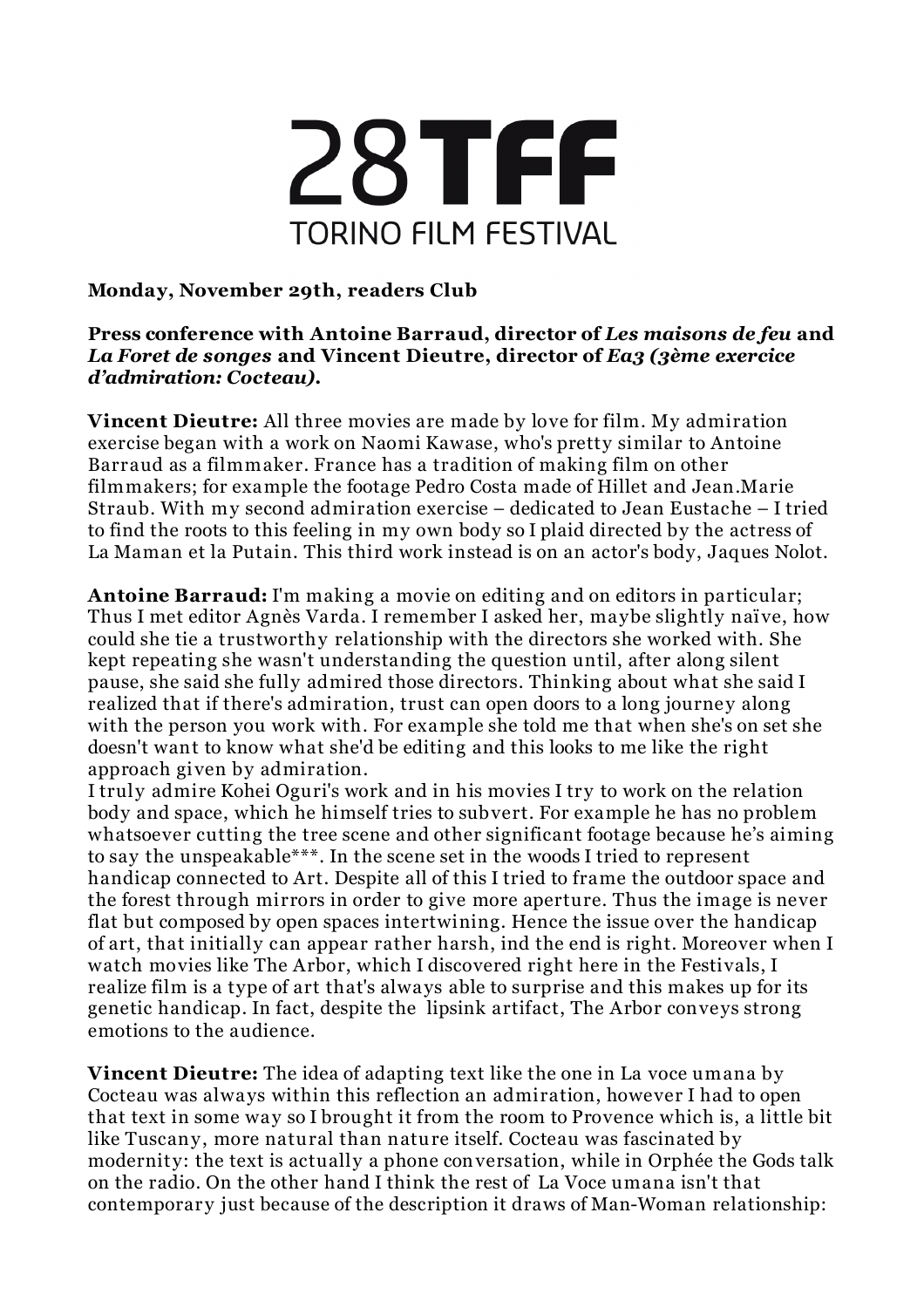# 28TFF

## TORINO FILM FESTIVAL

**Monday, November 29th, readers Club**

**Press conference with Antoine Barraud, director of *Les maisons de feu* and *La Foret de songes* and Vincent Dieutre, director of *Ea3 (3ème exercice d'admiration: Cocteau).***

**Vincent Dieutre:** All three movies are made by love for film. My admiration exercise began with a work on Naomi Kawase, who's pretty similar to Antoine Barraud as a filmmaker. France has a tradition of making film on other filmmakers; for example the footage Pedro Costa made of Hillet and Jean.Marie Straub. With my second admiration exercise – dedicated to Jean Eustache – I tried to find the roots to this feeling in my own body so I plaid directed by the actress of La Maman et la Putain. This third work instead is on an actor's body, Jaques Nolot.

**Antoine Barraud:** I'm making a movie on editing and on editors in particular; Thus I met editor Agnès Varda. I remember I asked her, maybe slightly naïve, how could she tie a trustworthy relationship with the directors she worked with. She kept repeating she wasn't understanding the question until, after along silent pause, she said she fully admired those directors. Thinking about what she said I realized that if there's admiration, trust can open doors to a long journey along with the person you work with. For example she told me that when she's on set she doesn't want to know what she'd be editing and this looks to me like the right approach given by admiration.
I truly admire Kohei Oguri's work and in his movies I try to work on the relation body and space, which he himself tries to subvert. For example he has no problem whatsoever cutting the tree scene and other significant footage because he's aiming to say the unspeakable***. In the scene set in the woods I tried to represent handicap connected to Art. Despite all of this I tried to frame the outdoor space and the forest through mirrors in order to give more aperture. Thus the image is never flat but composed by open spaces intertwining. Hence the issue over the handicap of art, that initially can appear rather harsh, ind the end is right. Moreover when I watch movies like The Arbor, which I discovered right here in the Festivals, I realize film is a type of art that's always able to surprise and this makes up for its genetic handicap. In fact, despite the lipsink artifact, The Arbor conveys strong emotions to the audience.

**Vincent Dieutre:** The idea of adapting text like the one in La voce umana by Cocteau was always within this reflection an admiration, however I had to open that text in some way so I brought it from the room to Provence which is, a little bit like Tuscany, more natural than nature itself. Cocteau was fascinated by modernity: the text is actually a phone conversation, while in Orphée the Gods talk on the radio. On the other hand I think the rest of La Voce umana isn't that contemporary just because of the description it draws of Man-Woman relationship: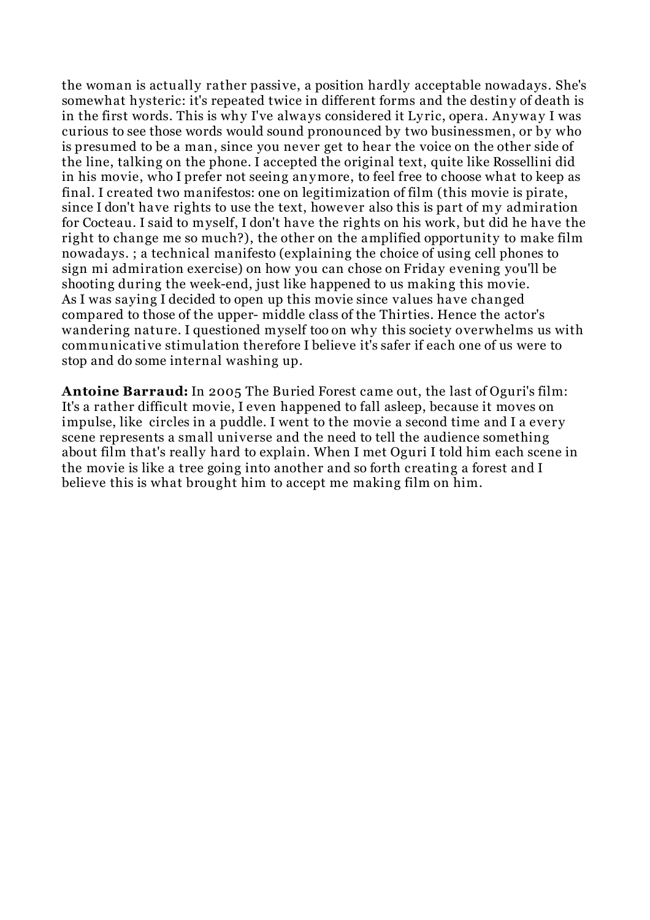the woman is actually rather passive, a position hardly acceptable nowadays. She's somewhat hysteric: it's repeated twice in different forms and the destiny of death is in the first words. This is why I've always considered it Lyric, opera. Anyway I was curious to see those words would sound pronounced by two businessmen, or by who is presumed to be a man, since you never get to hear the voice on the other side of the line, talking on the phone. I accepted the original text, quite like Rossellini did in his movie, who I prefer not seeing anymore, to feel free to choose what to keep as final. I created two manifestos: one on legitimization of film (this movie is pirate, since I don't have rights to use the text, however also this is part of my admiration for Cocteau. I said to myself, I don't have the rights on his work, but did he have the right to change me so much?), the other on the amplified opportunity to make film nowadays. ; a technical manifesto (explaining the choice of using cell phones to sign mi admiration exercise) on how you can chose on Friday evening you'll be shooting during the week-end, just like happened to us making this movie.
As I was saying I decided to open up this movie since values have changed compared to those of the upper- middle class of the Thirties. Hence the actor's wandering nature. I questioned myself too on why this society overwhelms us with communicative stimulation therefore I believe it's safer if each one of us were to stop and do some internal washing up.

**Antoine Barraud:** In 2005 The Buried Forest came out, the last of Oguri's film: It's a rather difficult movie, I even happened to fall asleep, because it moves on impulse, like circles in a puddle. I went to the movie a second time and I a every scene represents a small universe and the need to tell the audience something about film that's really hard to explain. When I met Oguri I told him each scene in the movie is like a tree going into another and so forth creating a forest and I believe this is what brought him to accept me making film on him.